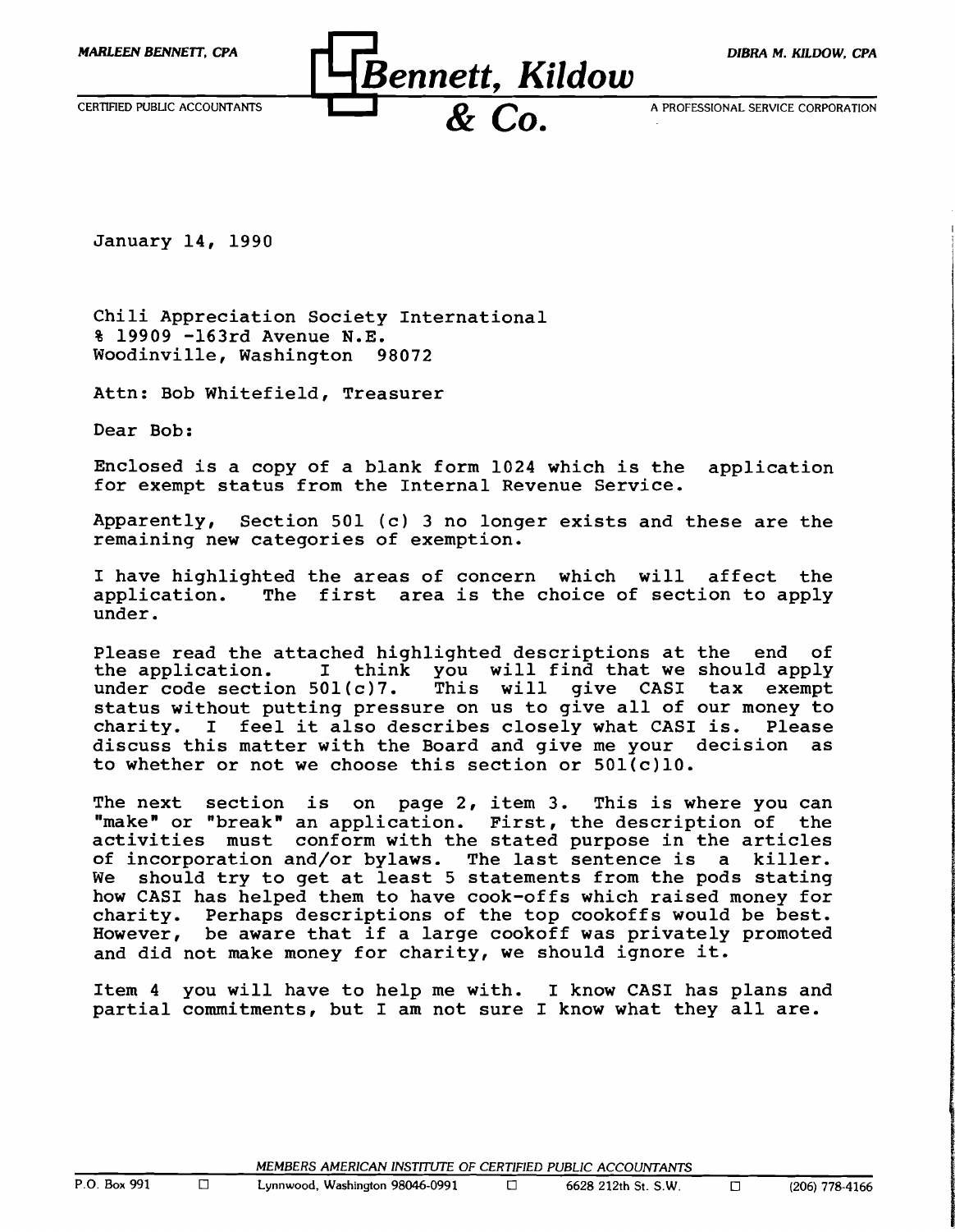MARLEEN BENNETT, CPA

CERTIFIED PUBLIC ACCOUNTANTS

# Bennett, Kildow & Co.

DIBRA M. KILDOW, CPA

A PROFESSIONAL SERVICE CORPORATION

January 14, 1990

Chili Appreciation Society International
% 19909 -163rd Avenue N.E.
Woodinville, Washington 98072

Attn: Bob Whitefield, Treasurer

Dear Bob:

Enclosed is a copy of a blank form 1024 which is the application for exempt status from the Internal Revenue Service.

Apparently, Section 501 (c) 3 no longer exists and these are the remaining new categories of exemption.

I have highlighted the areas of concern which will affect the application. The first area is the choice of section to apply under.

Please read the attached highlighted descriptions at the end of the application. I think you will find that we should apply under code section 501(c)7. This will give CASI tax exempt status without putting pressure on us to give all of our money to charity. I feel it also describes closely what CASI is. Please discuss this matter with the Board and give me your decision as to whether or not we choose this section or 501(c)10.

The next section is on page 2, item 3. This is where you can "make" or "break" an application. First, the description of the activities must conform with the stated purpose in the articles of incorporation and/or bylaws. The last sentence is a killer. We should try to get at least 5 statements from the pods stating how CASI has helped them to have cook-offs which raised money for charity. Perhaps descriptions of the top cookoffs would be best. However, be aware that if a large cookoff was privately promoted and did not make money for charity, we should ignore it.

Item 4 you will have to help me with. I know CASI has plans and partial commitments, but I am not sure I know what they all are.

MEMBERS AMERICAN INSTITUTE OF CERTIFIED PUBLIC ACCOUNTANTS

P.O. Box 991 □ Lynnwood, Washington 98046-0991 □ 6628 212th St. S.W. □ (206) 778-4166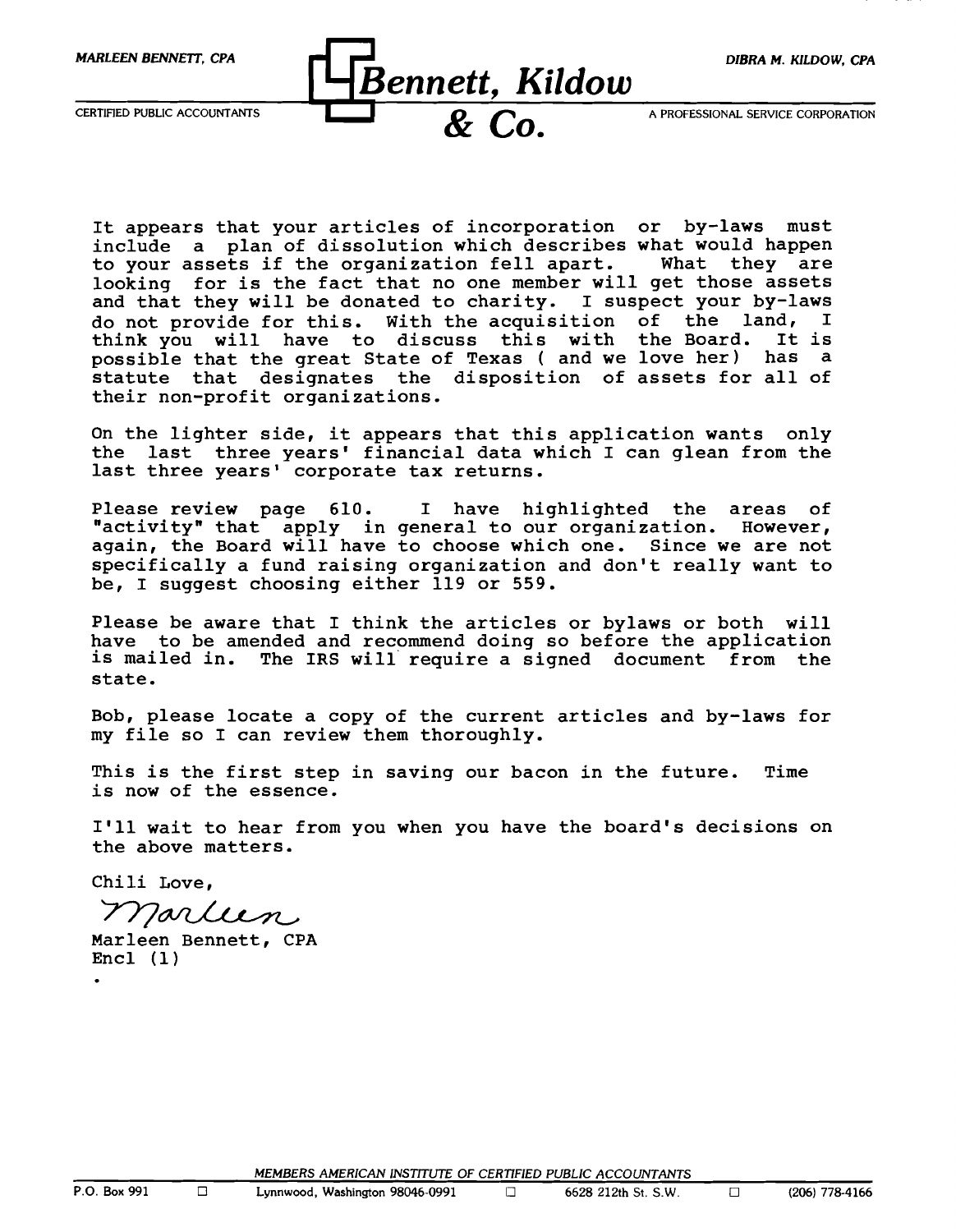MARLEEN BENNETT, CPA

**Bennett, Kildow & Co.**

DIBRA M. KILDOW, CPA

CERTIFIED PUBLIC ACCOUNTANTS

A PROFESSIONAL SERVICE CORPORATION

It appears that your articles of incorporation or by-laws must include a plan of dissolution which describes what would happen to your assets if the organization fell apart. What they are looking for is the fact that no one member will get those assets and that they will be donated to charity. I suspect your by-laws do not provide for this. With the acquisition of the land, I think you will have to discuss this with the Board. It is possible that the great State of Texas ( and we love her) has a statute that designates the disposition of assets for all of their non-profit organizations.

On the lighter side, it appears that this application wants only the last three years' financial data which I can glean from the last three years' corporate tax returns.

Please review page 610. I have highlighted the areas of "activity" that apply in general to our organization. However, again, the Board will have to choose which one. Since we are not specifically a fund raising organization and don't really want to be, I suggest choosing either 119 or 559.

Please be aware that I think the articles or bylaws or both will have to be amended and recommend doing so before the application is mailed in. The IRS will require a signed document from the state.

Bob, please locate a copy of the current articles and by-laws for my file so I can review them thoroughly.

This is the first step in saving our bacon in the future. Time is now of the essence.

I'll wait to hear from you when you have the board's decisions on the above matters.

Chili Love,

Marleen

Marleen Bennett, CPA
Encl (1)

MEMBERS AMERICAN INSTITUTE OF CERTIFIED PUBLIC ACCOUNTANTS

P.O. Box 991 □ Lynnwood, Washington 98046-0991 □ 6628 212th St. S.W. □ (206) 778-4166